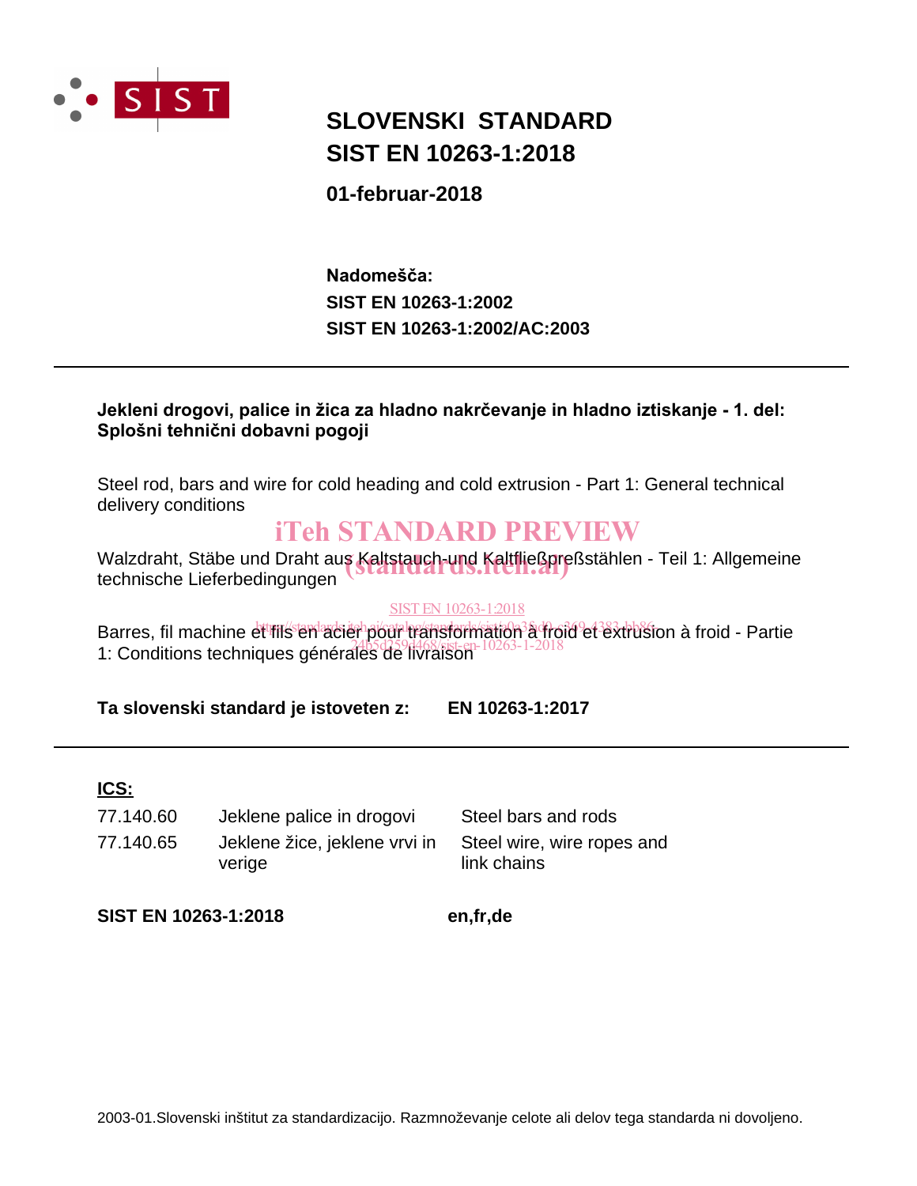# SLOVENSKI STANDARD
# SIST EN 10263-1:2018

**01-februar-2018**

**Nadomešča:**
**SIST EN 10263-1:2002**
**SIST EN 10263-1:2002/AC:2003**

---

**Jekleni drogovi, palice in žica za hladno nakrčevanje in hladno iztiskanje - 1. del: Splošni tehnični dobavni pogoji**

Steel rod, bars and wire for cold heading and cold extrusion - Part 1: General technical delivery conditions

iTeh STANDARD PREVIEW
(standards.iteh.ai)

Walzdraht, Stäbe und Draht aus Kaltstauch-und Kaltfließpreßstählen - Teil 1: Allgemeine technische Lieferbedingungen

SIST EN 10263-1:2018
https://standards.iteh.ai/catalog/standards/sist/a0a35d0-c369-4383-bb86-2465d259d468/sist-en-10263-1-2018

Barres, fil machine et fils en acier pour transformation à froid et extrusion à froid - Partie 1: Conditions techniques générales de livraison

**Ta slovenski standard je istoveten z: EN 10263-1:2017**

---

**ICS:**

| | | |
|---|---|---|
| 77.140.60 | Jeklene palice in drogovi | Steel bars and rods |
| 77.140.65 | Jeklene žice, jeklene vrvi in verige | Steel wire, wire ropes and link chains |

**SIST EN 10263-1:2018** **en,fr,de**

2003-01.Slovenski inštitut za standardizacijo. Razmnoževanje celote ali delov tega standarda ni dovoljeno.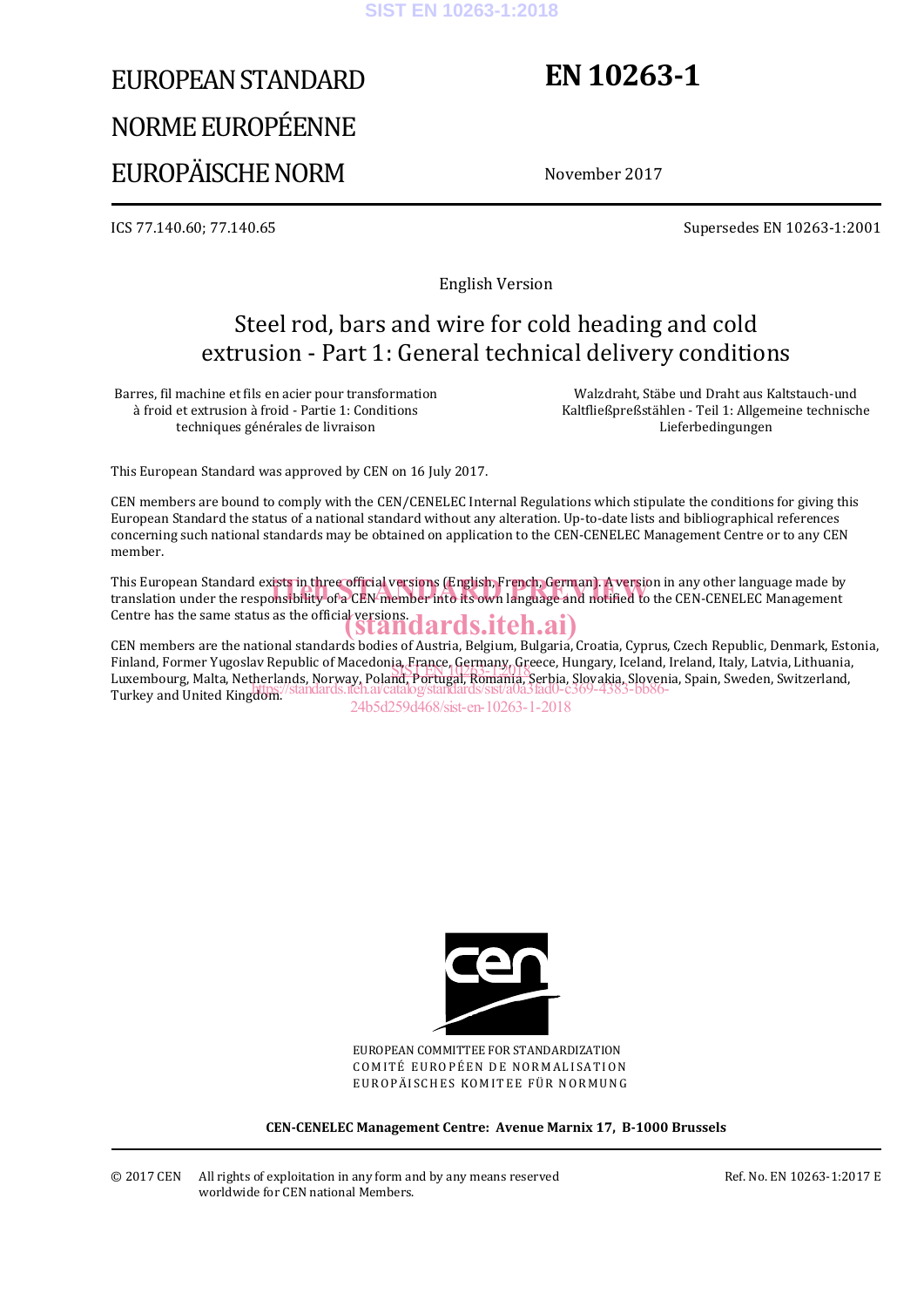# EUROPEAN STANDARD
# NORME EUROPÉENNE
# EUROPÄISCHE NORM

# EN 10263-1

November 2017

ICS 77.140.60; 77.140.65

Supersedes EN 10263-1:2001

English Version

## Steel rod, bars and wire for cold heading and cold extrusion - Part 1: General technical delivery conditions

Barres, fil machine et fils en acier pour transformation à froid et extrusion à froid - Partie 1: Conditions techniques générales de livraison

Walzdraht, Stäbe und Draht aus Kaltstauch-und Kaltfließpreßstählen - Teil 1: Allgemeine technische Lieferbedingungen

This European Standard was approved by CEN on 16 July 2017.

CEN members are bound to comply with the CEN/CENELEC Internal Regulations which stipulate the conditions for giving this European Standard the status of a national standard without any alteration. Up-to-date lists and bibliographical references concerning such national standards may be obtained on application to the CEN-CENELEC Management Centre or to any CEN member.

This European Standard exists in three official versions (English, French, German). A version in any other language made by translation under the responsibility of a CEN member into its own language and notified to the CEN-CENELEC Management Centre has the same status as the official versions.

CEN members are the national standards bodies of Austria, Belgium, Bulgaria, Croatia, Cyprus, Czech Republic, Denmark, Estonia, Finland, Former Yugoslav Republic of Macedonia, France, Germany, Greece, Hungary, Iceland, Ireland, Italy, Latvia, Lithuania, Luxembourg, Malta, Netherlands, Norway, Poland, Portugal, Romania, Serbia, Slovakia, Slovenia, Spain, Sweden, Switzerland, Turkey and United Kingdom.

EUROPEAN COMMITTEE FOR STANDARDIZATION
COMITÉ EUROPÉEN DE NORMALISATION
EUROPÄISCHES KOMITEE FÜR NORMUNG

**CEN-CENELEC Management Centre: Avenue Marnix 17, B-1000 Brussels**

© 2017 CEN All rights of exploitation in any form and by any means reserved worldwide for CEN national Members.

Ref. No. EN 10263-1:2017 E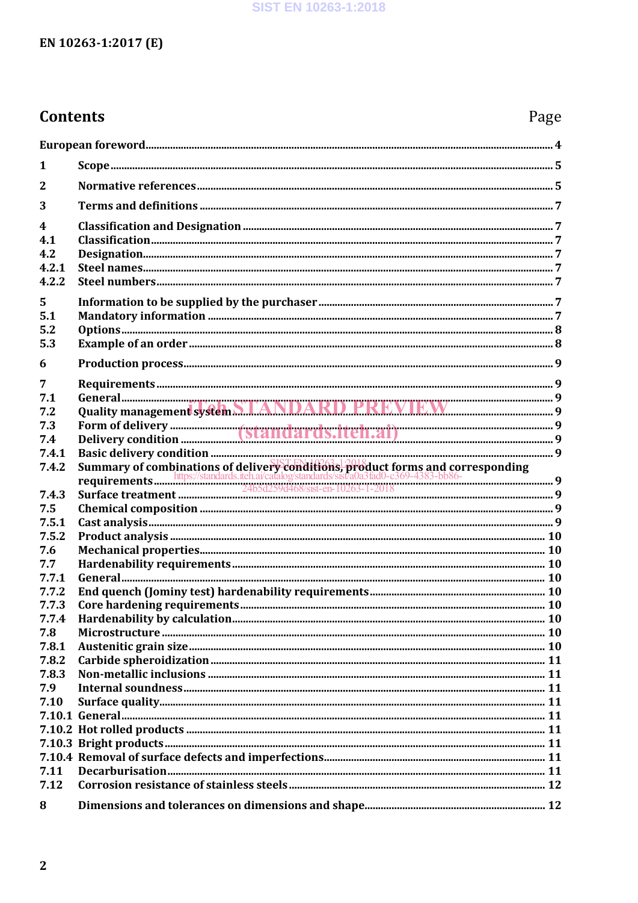## Contents

| | | Page |
|---|---|---|
| European foreword | | 4 |
| 1 | Scope | 5 |
| 2 | Normative references | 5 |
| 3 | Terms and definitions | 7 |
| 4 | Classification and Designation | 7 |
| 4.1 | Classification | 7 |
| 4.2 | Designation | 7 |
| 4.2.1 | Steel names | 7 |
| 4.2.2 | Steel numbers | 7 |
| 5 | Information to be supplied by the purchaser | 7 |
| 5.1 | Mandatory information | 7 |
| 5.2 | Options | 8 |
| 5.3 | Example of an order | 8 |
| 6 | Production process | 9 |
| 7 | Requirements | 9 |
| 7.1 | General | 9 |
| 7.2 | Quality management system | 9 |
| 7.3 | Form of delivery | 9 |
| 7.4 | Delivery condition | 9 |
| 7.4.1 | Basic delivery condition | 9 |
| 7.4.2 | Summary of combinations of delivery conditions, product forms and corresponding requirements | 9 |
| 7.4.3 | Surface treatment | 9 |
| 7.5 | Chemical composition | 9 |
| 7.5.1 | Cast analysis | 9 |
| 7.5.2 | Product analysis | 10 |
| 7.6 | Mechanical properties | 10 |
| 7.7 | Hardenability requirements | 10 |
| 7.7.1 | General | 10 |
| 7.7.2 | End quench (Jominy test) hardenability requirements | 10 |
| 7.7.3 | Core hardening requirements | 10 |
| 7.7.4 | Hardenability by calculation | 10 |
| 7.8 | Microstructure | 10 |
| 7.8.1 | Austenitic grain size | 10 |
| 7.8.2 | Carbide spheroidization | 11 |
| 7.8.3 | Non-metallic inclusions | 11 |
| 7.9 | Internal soundness | 11 |
| 7.10 | Surface quality | 11 |
| 7.10.1 | General | 11 |
| 7.10.2 | Hot rolled products | 11 |
| 7.10.3 | Bright products | 11 |
| 7.10.4 | Removal of surface defects and imperfections | 11 |
| 7.11 | Decarburisation | 11 |
| 7.12 | Corrosion resistance of stainless steels | 12 |
| 8 | Dimensions and tolerances on dimensions and shape | 12 |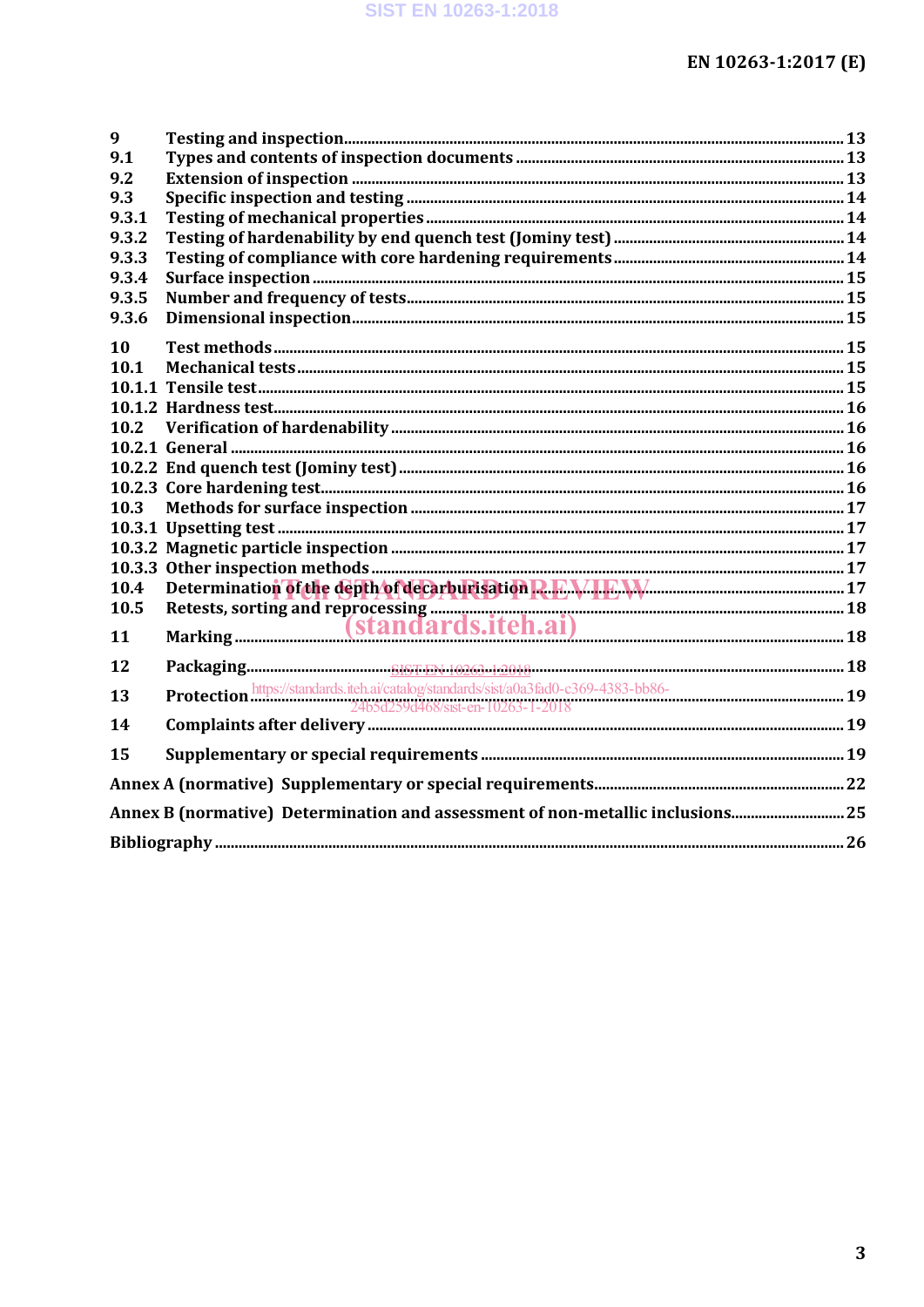| | | |
|---|---|---|
| 9 | Testing and inspection | 13 |
| 9.1 | Types and contents of inspection documents | 13 |
| 9.2 | Extension of inspection | 13 |
| 9.3 | Specific inspection and testing | 14 |
| 9.3.1 | Testing of mechanical properties | 14 |
| 9.3.2 | Testing of hardenability by end quench test (Jominy test) | 14 |
| 9.3.3 | Testing of compliance with core hardening requirements | 14 |
| 9.3.4 | Surface inspection | 15 |
| 9.3.5 | Number and frequency of tests | 15 |
| 9.3.6 | Dimensional inspection | 15 |
| 10 | Test methods | 15 |
| 10.1 | Mechanical tests | 15 |
| 10.1.1 | Tensile test | 15 |
| 10.1.2 | Hardness test | 16 |
| 10.2 | Verification of hardenability | 16 |
| 10.2.1 | General | 16 |
| 10.2.2 | End quench test (Jominy test) | 16 |
| 10.2.3 | Core hardening test | 16 |
| 10.3 | Methods for surface inspection | 17 |
| 10.3.1 | Upsetting test | 17 |
| 10.3.2 | Magnetic particle inspection | 17 |
| 10.3.3 | Other inspection methods | 17 |
| 10.4 | Determination of the depth of decarburisation | 17 |
| 10.5 | Retests, sorting and reprocessing | 18 |
| 11 | Marking | 18 |
| 12 | Packaging | 18 |
| 13 | Protection | 19 |
| 14 | Complaints after delivery | 19 |
| 15 | Supplementary or special requirements | 19 |
| Annex A (normative) | Supplementary or special requirements | 22 |
| Annex B (normative) | Determination and assessment of non-metallic inclusions | 25 |
| Bibliography | | 26 |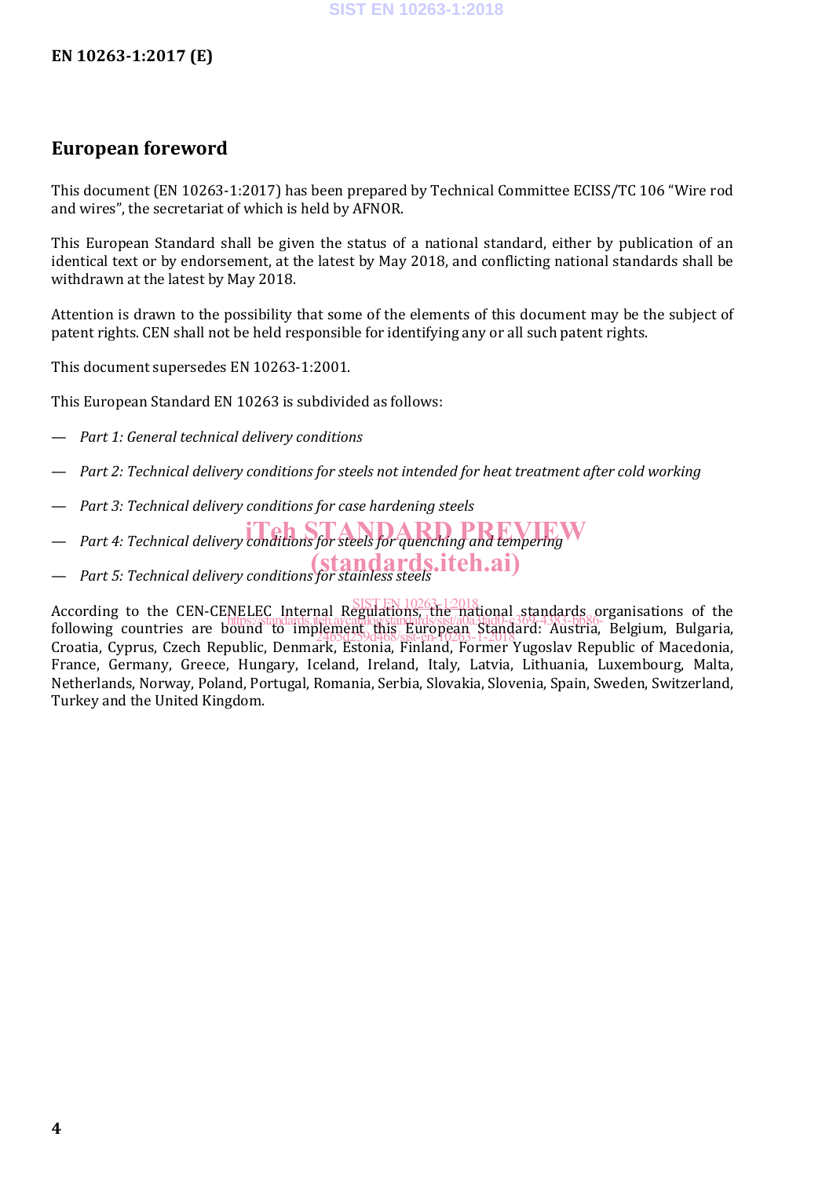## European foreword

This document (EN 10263-1:2017) has been prepared by Technical Committee ECISS/TC 106 "Wire rod and wires", the secretariat of which is held by AFNOR.

This European Standard shall be given the status of a national standard, either by publication of an identical text or by endorsement, at the latest by May 2018, and conflicting national standards shall be withdrawn at the latest by May 2018.

Attention is drawn to the possibility that some of the elements of this document may be the subject of patent rights. CEN shall not be held responsible for identifying any or all such patent rights.

This document supersedes EN 10263-1:2001.

This European Standard EN 10263 is subdivided as follows:

— *Part 1: General technical delivery conditions*

— *Part 2: Technical delivery conditions for steels not intended for heat treatment after cold working*

— *Part 3: Technical delivery conditions for case hardening steels*

— *Part 4: Technical delivery conditions for steels for quenching and tempering*

— *Part 5: Technical delivery conditions for stainless steels*

According to the CEN-CENELEC Internal Regulations, the national standards organisations of the following countries are bound to implement this European Standard: Austria, Belgium, Bulgaria, Croatia, Cyprus, Czech Republic, Denmark, Estonia, Finland, Former Yugoslav Republic of Macedonia, France, Germany, Greece, Hungary, Iceland, Ireland, Italy, Latvia, Lithuania, Luxembourg, Malta, Netherlands, Norway, Poland, Portugal, Romania, Serbia, Slovakia, Slovenia, Spain, Sweden, Switzerland, Turkey and the United Kingdom.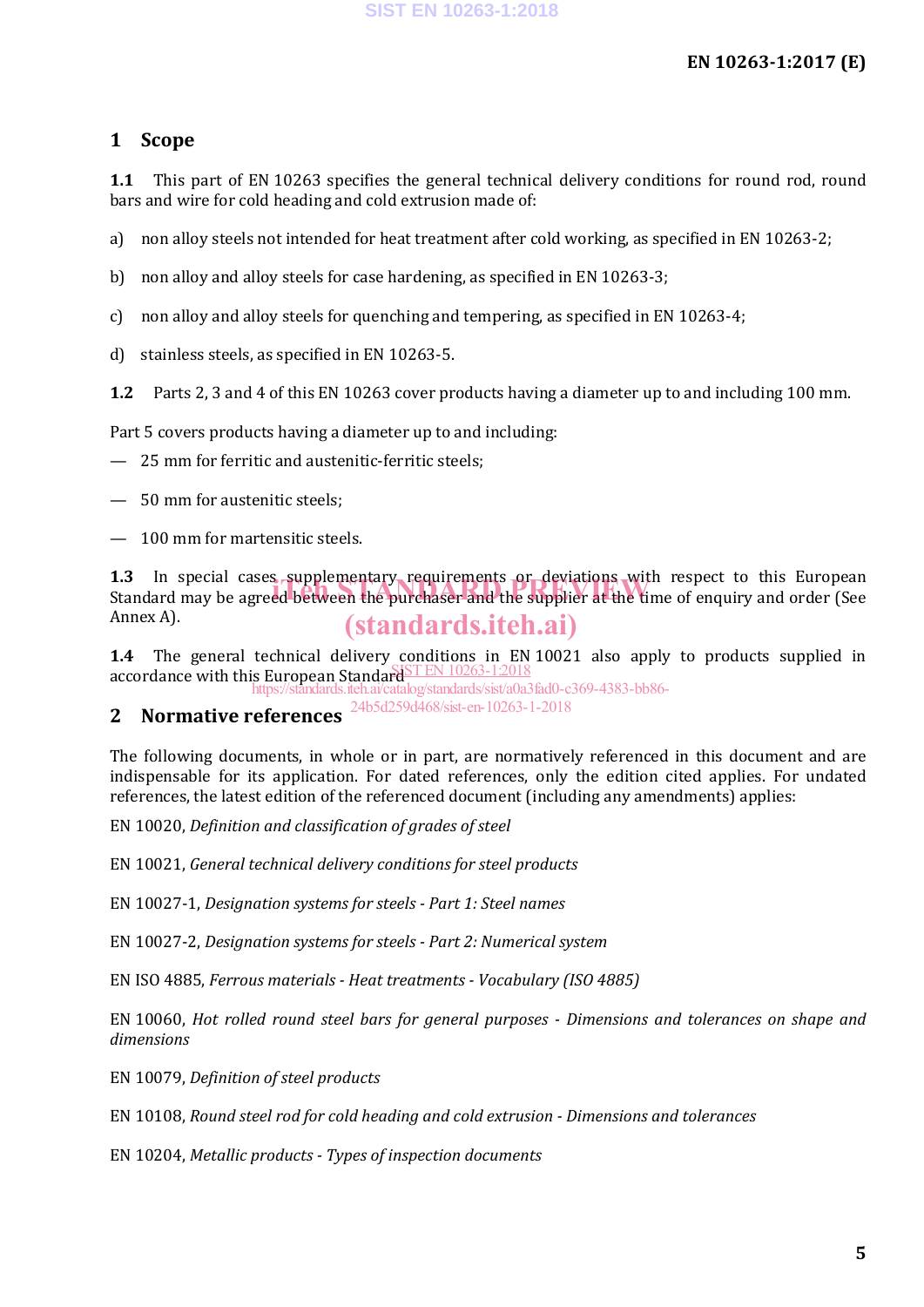# 1 Scope

**1.1** This part of EN 10263 specifies the general technical delivery conditions for round rod, round bars and wire for cold heading and cold extrusion made of:

a) non alloy steels not intended for heat treatment after cold working, as specified in EN 10263-2;

b) non alloy and alloy steels for case hardening, as specified in EN 10263-3;

c) non alloy and alloy steels for quenching and tempering, as specified in EN 10263-4;

d) stainless steels, as specified in EN 10263-5.

**1.2** Parts 2, 3 and 4 of this EN 10263 cover products having a diameter up to and including 100 mm.

Part 5 covers products having a diameter up to and including:

— 25 mm for ferritic and austenitic-ferritic steels;

— 50 mm for austenitic steels;

— 100 mm for martensitic steels.

**1.3** In special cases supplementary requirements or deviations with respect to this European Standard may be agreed between the purchaser and the supplier at the time of enquiry and order (See Annex A).

**1.4** The general technical delivery conditions in EN 10021 also apply to products supplied in accordance with this European Standard.

# 2 Normative references

The following documents, in whole or in part, are normatively referenced in this document and are indispensable for its application. For dated references, only the edition cited applies. For undated references, the latest edition of the referenced document (including any amendments) applies:

EN 10020, *Definition and classification of grades of steel*

EN 10021, *General technical delivery conditions for steel products*

EN 10027-1, *Designation systems for steels - Part 1: Steel names*

EN 10027-2, *Designation systems for steels - Part 2: Numerical system*

EN ISO 4885, *Ferrous materials - Heat treatments - Vocabulary (ISO 4885)*

EN 10060, *Hot rolled round steel bars for general purposes - Dimensions and tolerances on shape and dimensions*

EN 10079, *Definition of steel products*

EN 10108, *Round steel rod for cold heading and cold extrusion - Dimensions and tolerances*

EN 10204, *Metallic products - Types of inspection documents*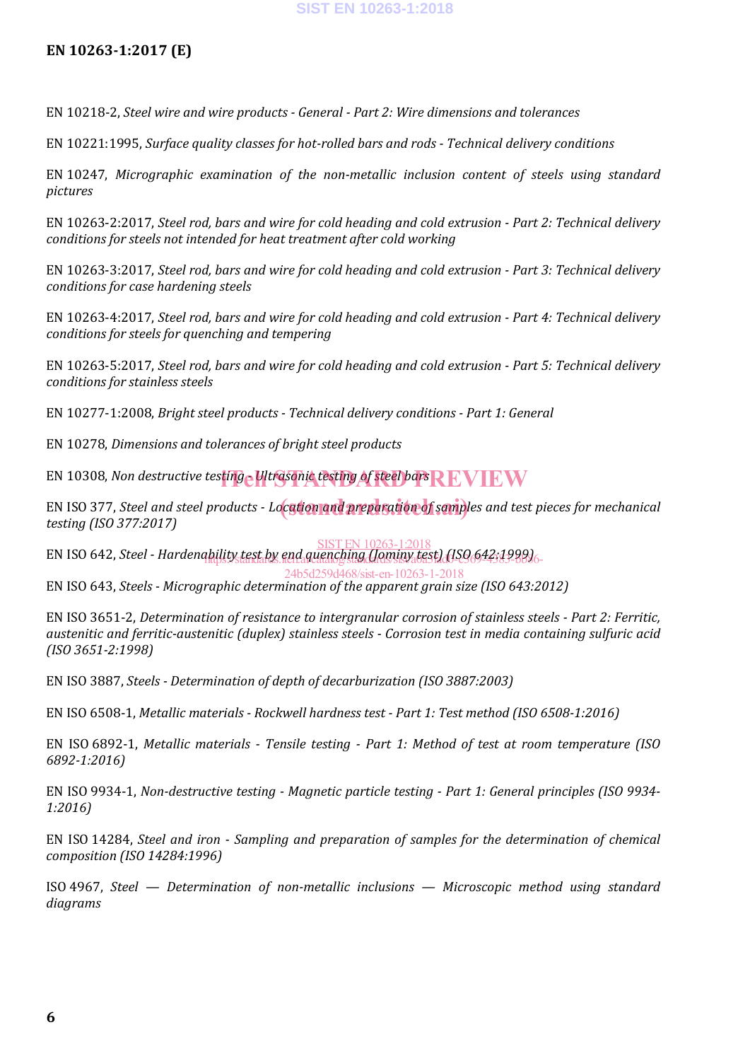EN 10218-2, *Steel wire and wire products - General - Part 2: Wire dimensions and tolerances*

EN 10221:1995, *Surface quality classes for hot-rolled bars and rods - Technical delivery conditions*

EN 10247, *Micrographic examination of the non-metallic inclusion content of steels using standard pictures*

EN 10263-2:2017, *Steel rod, bars and wire for cold heading and cold extrusion - Part 2: Technical delivery conditions for steels not intended for heat treatment after cold working*

EN 10263-3:2017, *Steel rod, bars and wire for cold heading and cold extrusion - Part 3: Technical delivery conditions for case hardening steels*

EN 10263-4:2017, *Steel rod, bars and wire for cold heading and cold extrusion - Part 4: Technical delivery conditions for steels for quenching and tempering*

EN 10263-5:2017, *Steel rod, bars and wire for cold heading and cold extrusion - Part 5: Technical delivery conditions for stainless steels*

EN 10277-1:2008, *Bright steel products - Technical delivery conditions - Part 1: General*

EN 10278, *Dimensions and tolerances of bright steel products*

EN 10308, *Non destructive testing - Ultrasonic testing of steel bars*

EN ISO 377, *Steel and steel products - Location and preparation of samples and test pieces for mechanical testing (ISO 377:2017)*

EN ISO 642, *Steel - Hardenability test by end quenching (Jominy test) (ISO 642:1999)*

EN ISO 643, *Steels - Micrographic determination of the apparent grain size (ISO 643:2012)*

EN ISO 3651-2, *Determination of resistance to intergranular corrosion of stainless steels - Part 2: Ferritic, austenitic and ferritic-austenitic (duplex) stainless steels - Corrosion test in media containing sulfuric acid (ISO 3651-2:1998)*

EN ISO 3887, *Steels - Determination of depth of decarburization (ISO 3887:2003)*

EN ISO 6508-1, *Metallic materials - Rockwell hardness test - Part 1: Test method (ISO 6508-1:2016)*

EN ISO 6892-1, *Metallic materials - Tensile testing - Part 1: Method of test at room temperature (ISO 6892-1:2016)*

EN ISO 9934-1, *Non-destructive testing - Magnetic particle testing - Part 1: General principles (ISO 9934-1:2016)*

EN ISO 14284, *Steel and iron - Sampling and preparation of samples for the determination of chemical composition (ISO 14284:1996)*

ISO 4967, *Steel — Determination of non-metallic inclusions — Microscopic method using standard diagrams*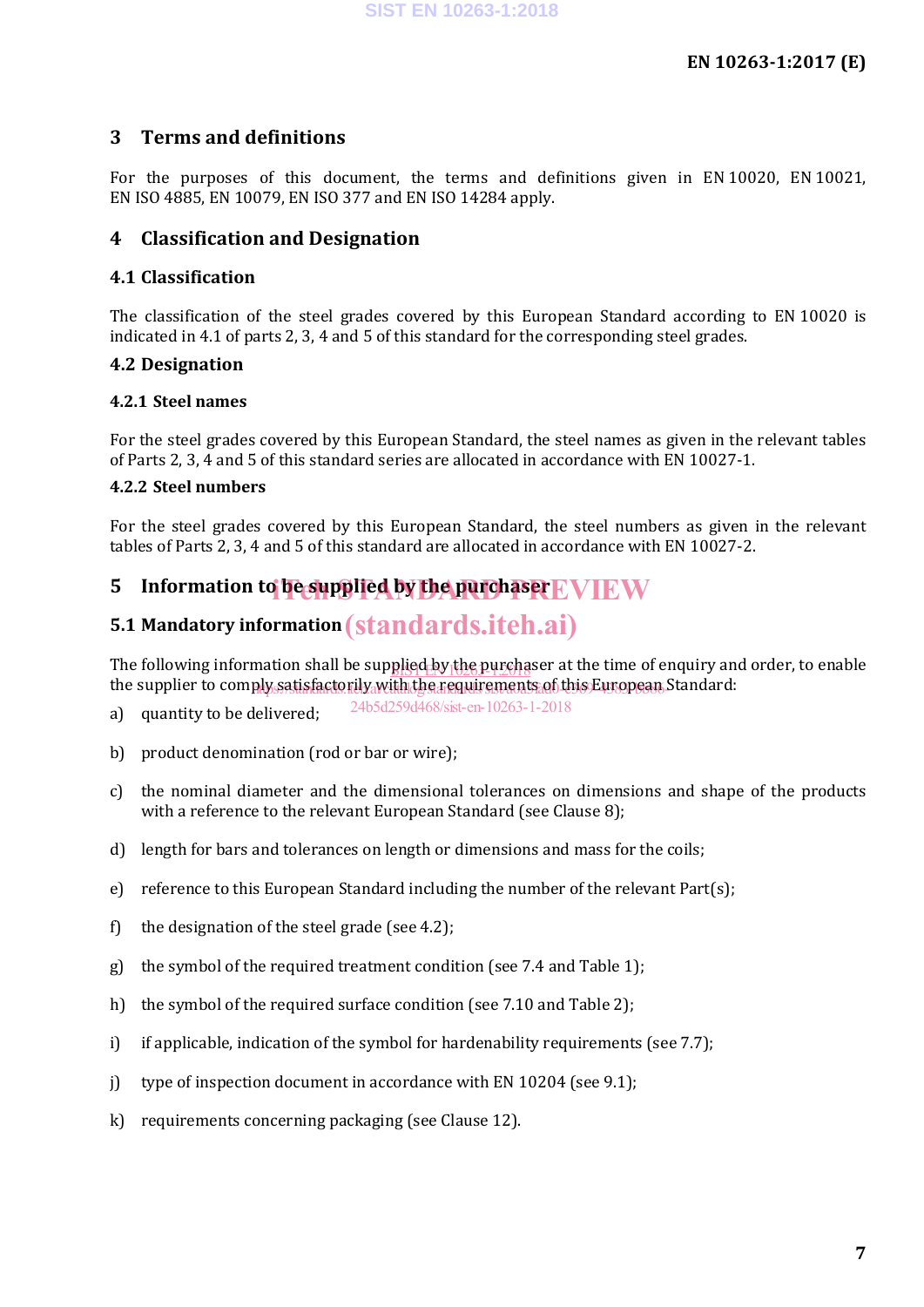## 3 Terms and definitions

For the purposes of this document, the terms and definitions given in EN 10020, EN 10021, EN ISO 4885, EN 10079, EN ISO 377 and EN ISO 14284 apply.

## 4 Classification and Designation

### 4.1 Classification

The classification of the steel grades covered by this European Standard according to EN 10020 is indicated in 4.1 of parts 2, 3, 4 and 5 of this standard for the corresponding steel grades.

### 4.2 Designation

#### 4.2.1 Steel names

For the steel grades covered by this European Standard, the steel names as given in the relevant tables of Parts 2, 3, 4 and 5 of this standard series are allocated in accordance with EN 10027-1.

#### 4.2.2 Steel numbers

For the steel grades covered by this European Standard, the steel numbers as given in the relevant tables of Parts 2, 3, 4 and 5 of this standard are allocated in accordance with EN 10027-2.

## 5 Information to be supplied by the purchaser

### 5.1 Mandatory information

The following information shall be supplied by the purchaser at the time of enquiry and order, to enable the supplier to comply satisfactorily with the requirements of this European Standard:

a) quantity to be delivered;

b) product denomination (rod or bar or wire);

c) the nominal diameter and the dimensional tolerances on dimensions and shape of the products with a reference to the relevant European Standard (see Clause 8);

d) length for bars and tolerances on length or dimensions and mass for the coils;

e) reference to this European Standard including the number of the relevant Part(s);

f) the designation of the steel grade (see 4.2);

g) the symbol of the required treatment condition (see 7.4 and Table 1);

h) the symbol of the required surface condition (see 7.10 and Table 2);

i) if applicable, indication of the symbol for hardenability requirements (see 7.7);

j) type of inspection document in accordance with EN 10204 (see 9.1);

k) requirements concerning packaging (see Clause 12).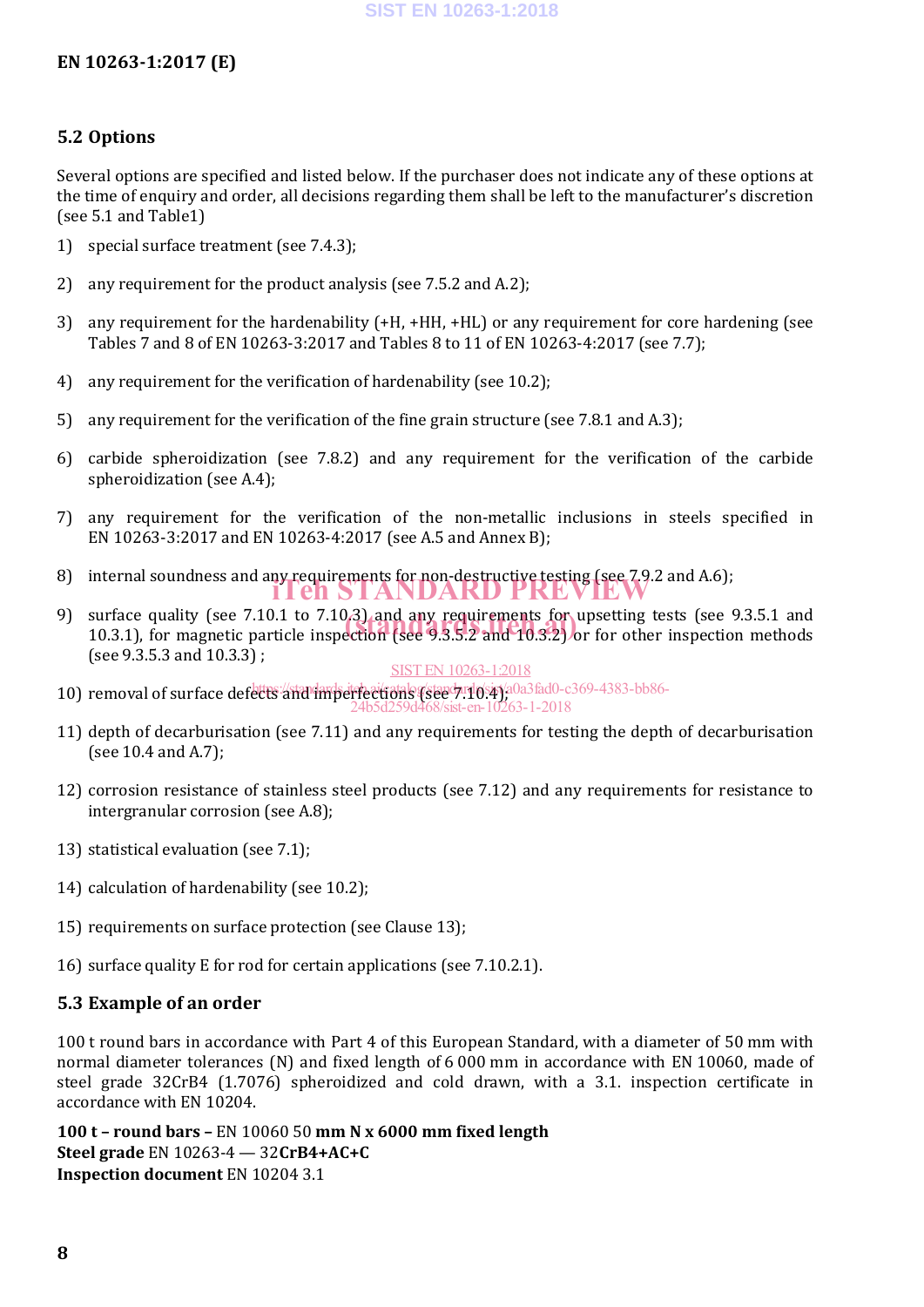## 5.2 Options

Several options are specified and listed below. If the purchaser does not indicate any of these options at the time of enquiry and order, all decisions regarding them shall be left to the manufacturer's discretion (see 5.1 and Table1)

1) special surface treatment (see 7.4.3);

2) any requirement for the product analysis (see 7.5.2 and A.2);

3) any requirement for the hardenability (+H, +HH, +HL) or any requirement for core hardening (see Tables 7 and 8 of EN 10263-3:2017 and Tables 8 to 11 of EN 10263-4:2017 (see 7.7);

4) any requirement for the verification of hardenability (see 10.2);

5) any requirement for the verification of the fine grain structure (see 7.8.1 and A.3);

6) carbide spheroidization (see 7.8.2) and any requirement for the verification of the carbide spheroidization (see A.4);

7) any requirement for the verification of the non-metallic inclusions in steels specified in EN 10263-3:2017 and EN 10263-4:2017 (see A.5 and Annex B);

8) internal soundness and any requirements for non-destructive testing (see 7.9.2 and A.6);

9) surface quality (see 7.10.1 to 7.10.3) and any requirements for upsetting tests (see 9.3.5.1 and 10.3.1), for magnetic particle inspection (see 9.3.5.2 and 10.3.2) or for other inspection methods (see 9.3.5.3 and 10.3.3) ;

10) removal of surface defects and imperfections (see 7.10.4);

11) depth of decarburisation (see 7.11) and any requirements for testing the depth of decarburisation (see 10.4 and A.7);

12) corrosion resistance of stainless steel products (see 7.12) and any requirements for resistance to intergranular corrosion (see A.8);

13) statistical evaluation (see 7.1);

14) calculation of hardenability (see 10.2);

15) requirements on surface protection (see Clause 13);

16) surface quality E for rod for certain applications (see 7.10.2.1).

## 5.3 Example of an order

100 t round bars in accordance with Part 4 of this European Standard, with a diameter of 50 mm with normal diameter tolerances (N) and fixed length of 6 000 mm in accordance with EN 10060, made of steel grade 32CrB4 (1.7076) spheroidized and cold drawn, with a 3.1. inspection certificate in accordance with EN 10204.

**100 t – round bars –** EN 10060 50 **mm N x 6000 mm fixed length**
**Steel grade** EN 10263-4 — 32**CrB4+AC+C**
**Inspection document** EN 10204 3.1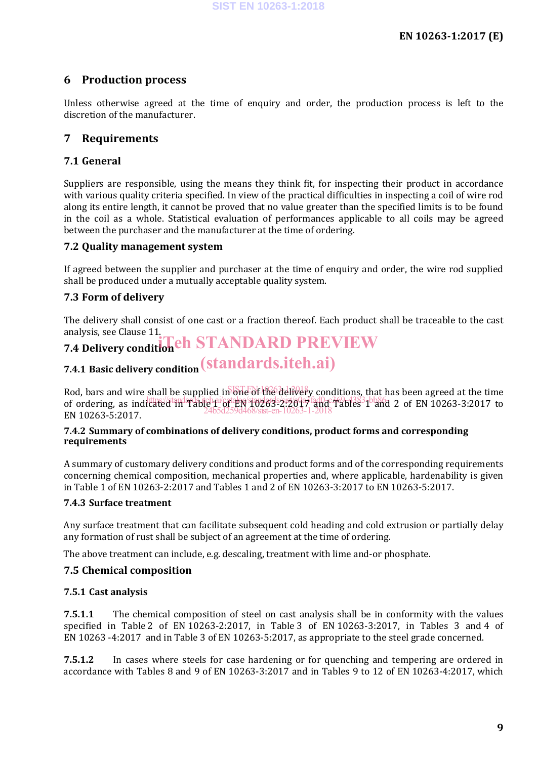## 6 Production process

Unless otherwise agreed at the time of enquiry and order, the production process is left to the discretion of the manufacturer.

## 7 Requirements

### 7.1 General

Suppliers are responsible, using the means they think fit, for inspecting their product in accordance with various quality criteria specified. In view of the practical difficulties in inspecting a coil of wire rod along its entire length, it cannot be proved that no value greater than the specified limits is to be found in the coil as a whole. Statistical evaluation of performances applicable to all coils may be agreed between the purchaser and the manufacturer at the time of ordering.

### 7.2 Quality management system

If agreed between the supplier and purchaser at the time of enquiry and order, the wire rod supplied shall be produced under a mutually acceptable quality system.

### 7.3 Form of delivery

The delivery shall consist of one cast or a fraction thereof. Each product shall be traceable to the cast analysis, see Clause 11.

### 7.4 Delivery condition

#### 7.4.1 Basic delivery condition

Rod, bars and wire shall be supplied in one of the delivery conditions, that has been agreed at the time of ordering, as indicated in Table 1 of EN 10263-2:2017 and Tables 1 and 2 of EN 10263-3:2017 to EN 10263-5:2017.

#### 7.4.2 Summary of combinations of delivery conditions, product forms and corresponding requirements

A summary of customary delivery conditions and product forms and of the corresponding requirements concerning chemical composition, mechanical properties and, where applicable, hardenability is given in Table 1 of EN 10263-2:2017 and Tables 1 and 2 of EN 10263-3:2017 to EN 10263-5:2017.

#### 7.4.3 Surface treatment

Any surface treatment that can facilitate subsequent cold heading and cold extrusion or partially delay any formation of rust shall be subject of an agreement at the time of ordering.

The above treatment can include, e.g. descaling, treatment with lime and-or phosphate.

### 7.5 Chemical composition

#### 7.5.1 Cast analysis

**7.5.1.1** The chemical composition of steel on cast analysis shall be in conformity with the values specified in Table 2 of EN 10263-2:2017, in Table 3 of EN 10263-3:2017, in Tables 3 and 4 of EN 10263 -4:2017 and in Table 3 of EN 10263-5:2017, as appropriate to the steel grade concerned.

**7.5.1.2** In cases where steels for case hardening or for quenching and tempering are ordered in accordance with Tables 8 and 9 of EN 10263-3:2017 and in Tables 9 to 12 of EN 10263-4:2017, which